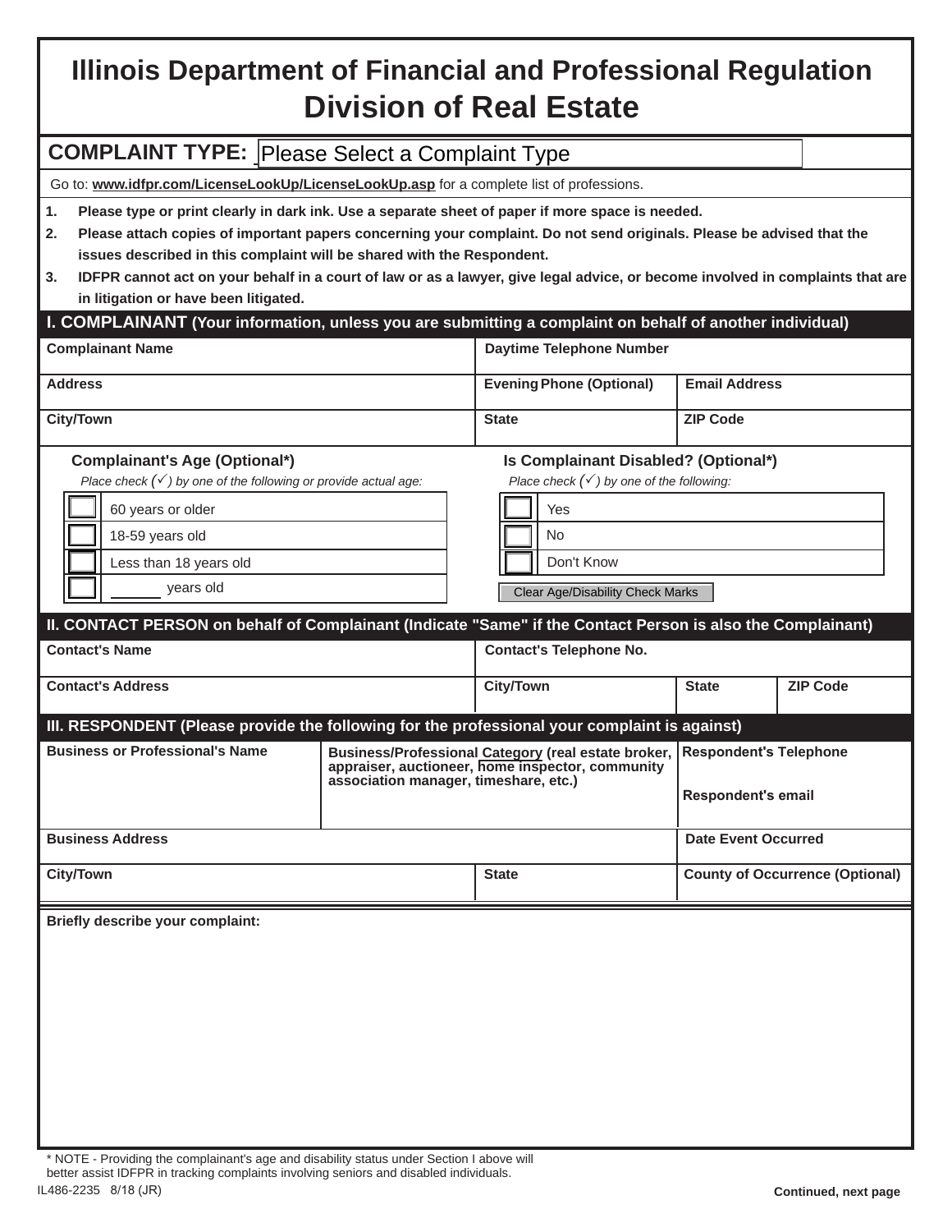# Illinois Department of Financial and Professional Regulation
# Division of Real Estate

**COMPLAINT TYPE:** Please Select a Complaint Type

Go to: **www.idfpr.com/LicenseLookUp/LicenseLookUp.asp** for a complete list of professions.

1. **Please type or print clearly in dark ink. Use a separate sheet of paper if more space is needed.**
2. **Please attach copies of important papers concerning your complaint. Do not send originals. Please be advised that the issues described in this complaint will be shared with the Respondent.**
3. **IDFPR cannot act on your behalf in a court of law or as a lawyer, give legal advice, or become involved in complaints that are in litigation or have been litigated.**

## I. COMPLAINANT (Your information, unless you are submitting a complaint on behalf of another individual)

| Complainant Name | Daytime Telephone Number | |
|---|---|---|
| **Address** | **Evening Phone (Optional)** | **Email Address** |
| **City/Town** | **State** | **ZIP Code** |

**Complainant's Age (Optional*)**

*Place check (✓) by one of the following or provide actual age:*

- ☐ 60 years or older
- ☐ 18-59 years old
- ☐ Less than 18 years old
- ☐ ______ years old

**Is Complainant Disabled? (Optional*)**

*Place check (✓) by one of the following:*

- ☐ Yes
- ☐ No
- ☐ Don't Know

Clear Age/Disability Check Marks

## II. CONTACT PERSON on behalf of Complainant (Indicate "Same" if the Contact Person is also the Complainant)

| Contact's Name | Contact's Telephone No. | | |
|---|---|---|---|
| **Contact's Address** | **City/Town** | **State** | **ZIP Code** |

## III. RESPONDENT (Please provide the following for the professional your complaint is against)

| Business or Professional's Name | Business/Professional Category (real estate broker, appraiser, auctioneer, home inspector, community association manager, timeshare, etc.) | Respondent's Telephone<br><br>Respondent's email |
|---|---|---|
| **Business Address** | | **Date Event Occurred** |
| **City/Town** | **State** | **County of Occurrence (Optional)** |

**Briefly describe your complaint:**

\* NOTE - Providing the complainant's age and disability status under Section I above will better assist IDFPR in tracking complaints involving seniors and disabled individuals.

IL486-2235 8/18 (JR)

**Continued, next page**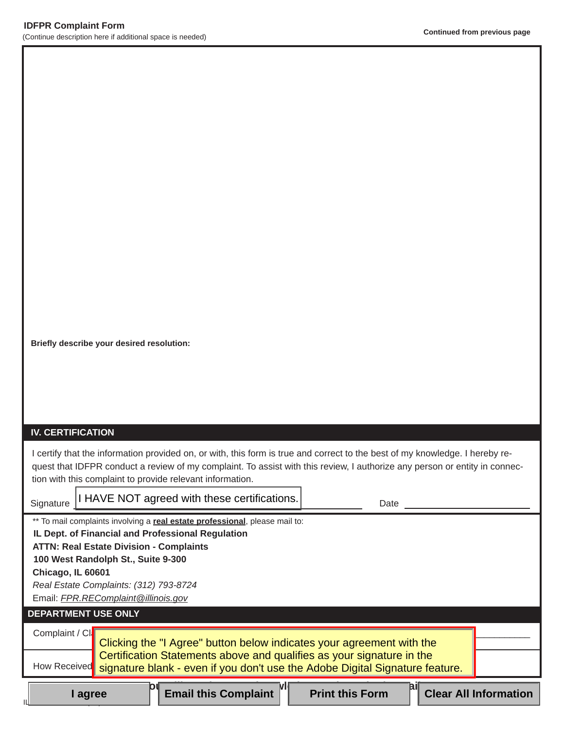**IDFPR Complaint Form**

(Continue description here if additional space is needed)

**Continued from previous page**

**Briefly describe your desired resolution:**

## IV. CERTIFICATION

I certify that the information provided on, or with, this form is true and correct to the best of my knowledge. I hereby request that IDFPR conduct a review of my complaint. To assist with this review, I authorize any person or entity in connection with this complaint to provide relevant information.

Signature I HAVE NOT agreed with these certifications. Date

** To mail complaints involving a **real estate professional**, please mail to:

**IL Dept. of Financial and Professional Regulation**
**ATTN: Real Estate Division - Complaints**
**100 West Randolph St., Suite 9-300**
**Chicago, IL 60601**
*Real Estate Complaints: (312) 793-8724*
Email: *FPR.REComplaint@illinois.gov*

## DEPARTMENT USE ONLY

Complaint / Cl

How Received

Clicking the "I Agree" button below indicates your agreement with the Certification Statements above and qualifies as your signature in the signature blank - even if you don't use the Adobe Digital Signature feature.

I agree | Email this Complaint | Print this Form | Clear All Information